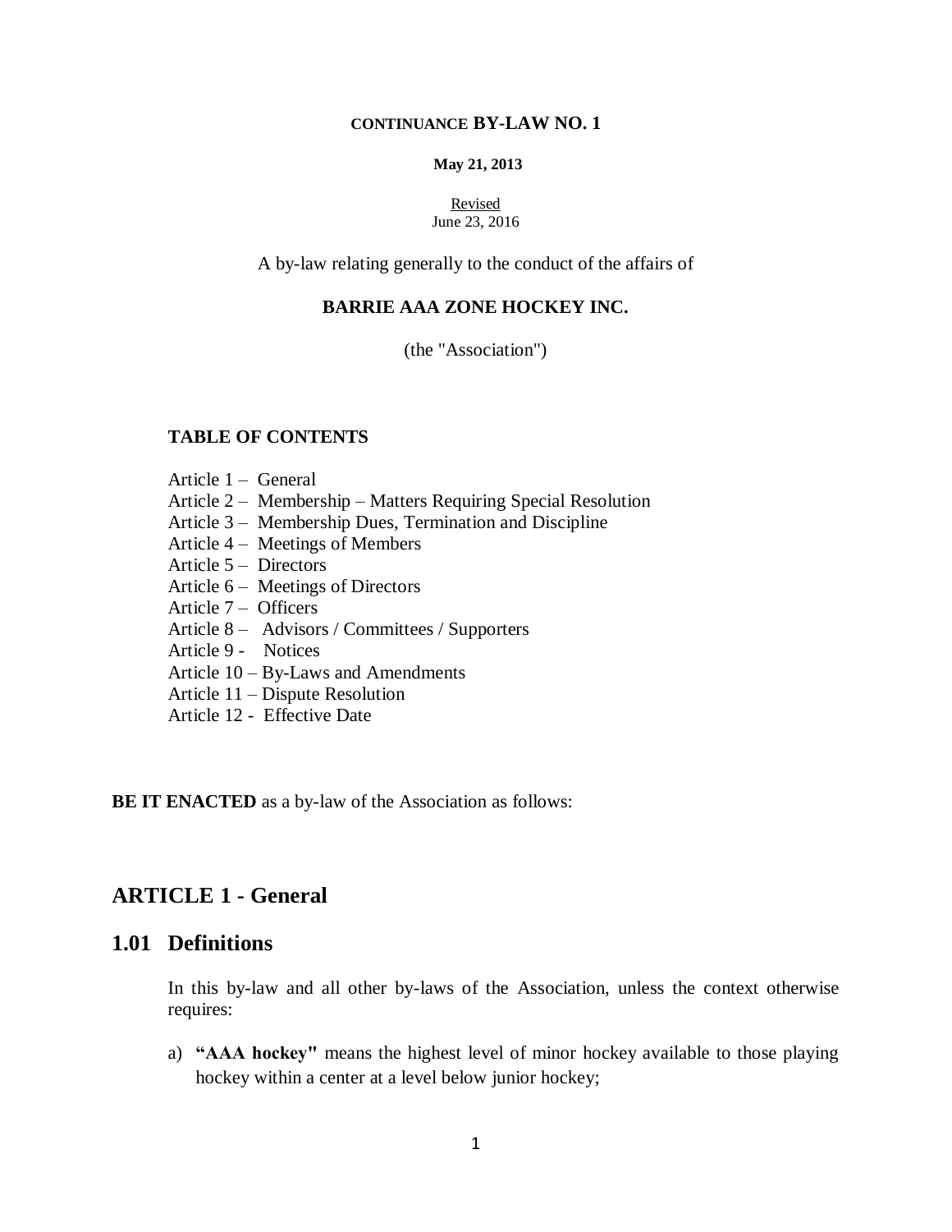**CONTINUANCE BY-LAW NO. 1**

**May 21, 2013**

Revised
June 23, 2016

A by-law relating generally to the conduct of the affairs of

**BARRIE AAA ZONE HOCKEY INC.**

(the "Association")

**TABLE OF CONTENTS**

Article 1 – General
Article 2 – Membership – Matters Requiring Special Resolution
Article 3 – Membership Dues, Termination and Discipline
Article 4 – Meetings of Members
Article 5 – Directors
Article 6 – Meetings of Directors
Article 7 – Officers
Article 8 – Advisors / Committees / Supporters
Article 9 - Notices
Article 10 – By-Laws and Amendments
Article 11 – Dispute Resolution
Article 12 - Effective Date

**BE IT ENACTED** as a by-law of the Association as follows:

## ARTICLE 1 - General

## 1.01 Definitions

In this by-law and all other by-laws of the Association, unless the context otherwise requires:

a) **"AAA hockey"** means the highest level of minor hockey available to those playing hockey within a center at a level below junior hockey;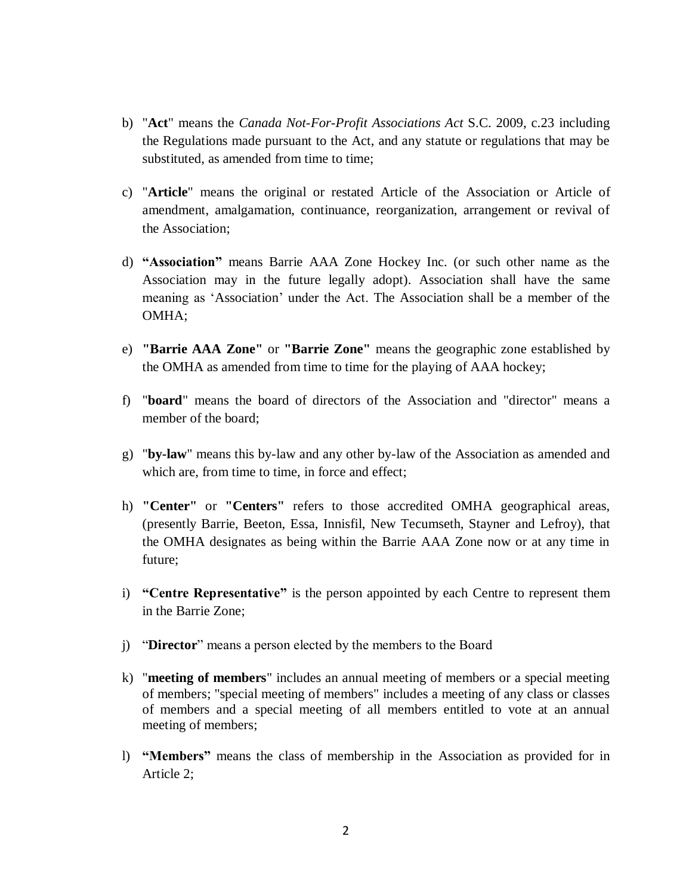b) "**Act**" means the *Canada Not-For-Profit Associations Act* S.C. 2009, c.23 including the Regulations made pursuant to the Act, and any statute or regulations that may be substituted, as amended from time to time;

c) "**Article**" means the original or restated Article of the Association or Article of amendment, amalgamation, continuance, reorganization, arrangement or revival of the Association;

d) **"Association"** means Barrie AAA Zone Hockey Inc. (or such other name as the Association may in the future legally adopt). Association shall have the same meaning as 'Association' under the Act. The Association shall be a member of the OMHA;

e) **"Barrie AAA Zone"** or **"Barrie Zone"** means the geographic zone established by the OMHA as amended from time to time for the playing of AAA hockey;

f) "**board**" means the board of directors of the Association and "director" means a member of the board;

g) "**by-law**" means this by-law and any other by-law of the Association as amended and which are, from time to time, in force and effect;

h) **"Center"** or **"Centers"** refers to those accredited OMHA geographical areas, (presently Barrie, Beeton, Essa, Innisfil, New Tecumseth, Stayner and Lefroy), that the OMHA designates as being within the Barrie AAA Zone now or at any time in future;

i) **"Centre Representative"** is the person appointed by each Centre to represent them in the Barrie Zone;

j) "**Director**" means a person elected by the members to the Board

k) "**meeting of members**" includes an annual meeting of members or a special meeting of members; "special meeting of members" includes a meeting of any class or classes of members and a special meeting of all members entitled to vote at an annual meeting of members;

l) **"Members"** means the class of membership in the Association as provided for in Article 2;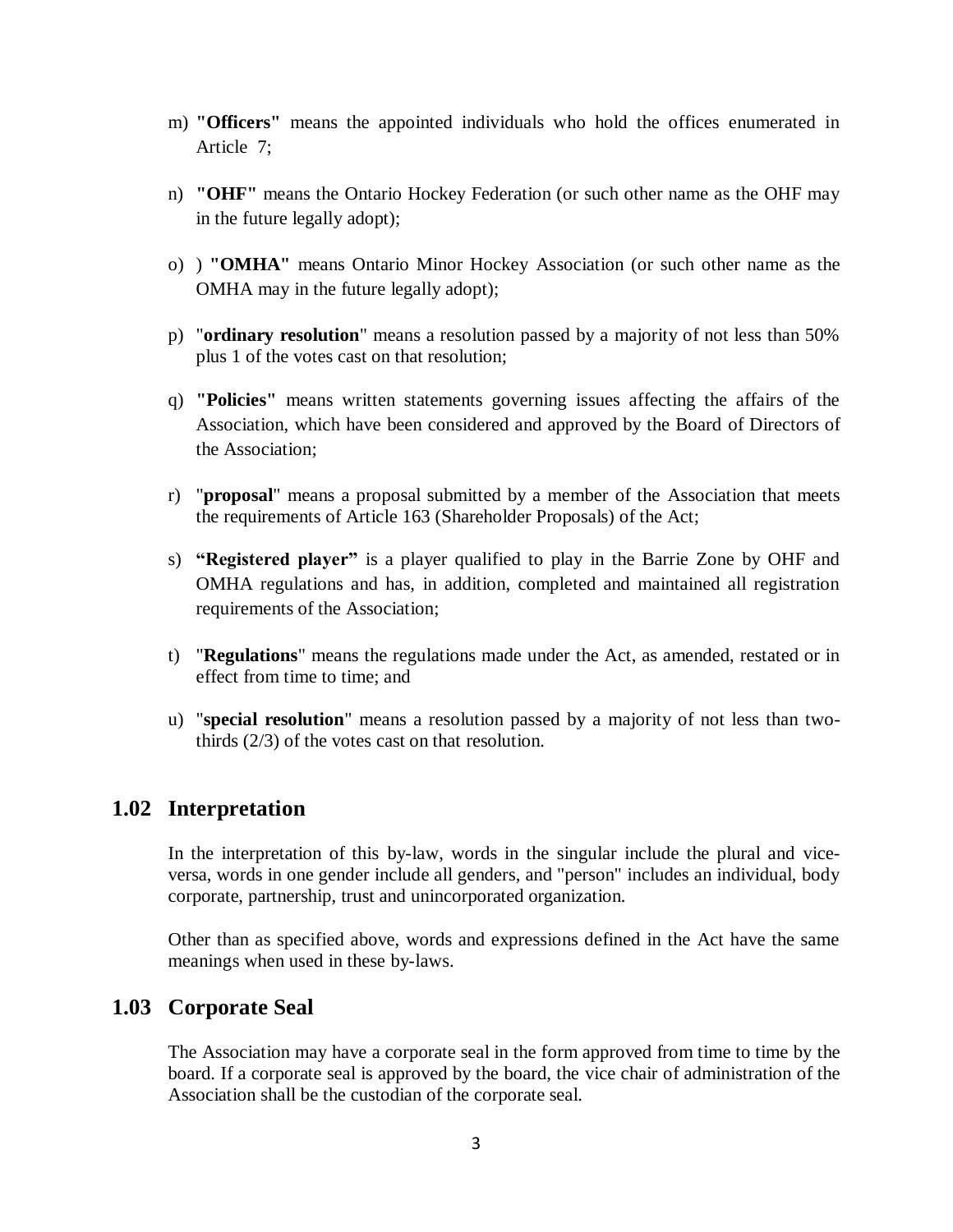m) **"Officers"** means the appointed individuals who hold the offices enumerated in Article 7;

n) **"OHF"** means the Ontario Hockey Federation (or such other name as the OHF may in the future legally adopt);

o) ) **"OMHA"** means Ontario Minor Hockey Association (or such other name as the OMHA may in the future legally adopt);

p) "**ordinary resolution**" means a resolution passed by a majority of not less than 50% plus 1 of the votes cast on that resolution;

q) **"Policies"** means written statements governing issues affecting the affairs of the Association, which have been considered and approved by the Board of Directors of the Association;

r) "**proposal**" means a proposal submitted by a member of the Association that meets the requirements of Article 163 (Shareholder Proposals) of the Act;

s) **"Registered player"** is a player qualified to play in the Barrie Zone by OHF and OMHA regulations and has, in addition, completed and maintained all registration requirements of the Association;

t) "**Regulations**" means the regulations made under the Act, as amended, restated or in effect from time to time; and

u) "**special resolution**" means a resolution passed by a majority of not less than two-thirds (2/3) of the votes cast on that resolution.

## 1.02 Interpretation

In the interpretation of this by-law, words in the singular include the plural and vice-versa, words in one gender include all genders, and "person" includes an individual, body corporate, partnership, trust and unincorporated organization.

Other than as specified above, words and expressions defined in the Act have the same meanings when used in these by-laws.

## 1.03 Corporate Seal

The Association may have a corporate seal in the form approved from time to time by the board. If a corporate seal is approved by the board, the vice chair of administration of the Association shall be the custodian of the corporate seal.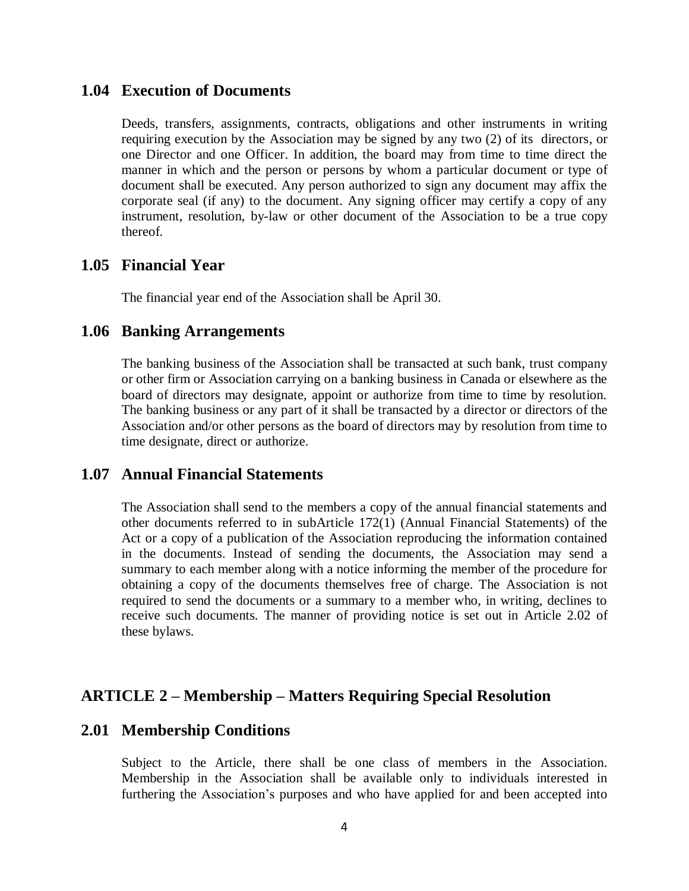## 1.04 Execution of Documents

Deeds, transfers, assignments, contracts, obligations and other instruments in writing requiring execution by the Association may be signed by any two (2) of its directors, or one Director and one Officer. In addition, the board may from time to time direct the manner in which and the person or persons by whom a particular document or type of document shall be executed. Any person authorized to sign any document may affix the corporate seal (if any) to the document. Any signing officer may certify a copy of any instrument, resolution, by-law or other document of the Association to be a true copy thereof.

## 1.05 Financial Year

The financial year end of the Association shall be April 30.

## 1.06 Banking Arrangements

The banking business of the Association shall be transacted at such bank, trust company or other firm or Association carrying on a banking business in Canada or elsewhere as the board of directors may designate, appoint or authorize from time to time by resolution. The banking business or any part of it shall be transacted by a director or directors of the Association and/or other persons as the board of directors may by resolution from time to time designate, direct or authorize.

## 1.07 Annual Financial Statements

The Association shall send to the members a copy of the annual financial statements and other documents referred to in subArticle 172(1) (Annual Financial Statements) of the Act or a copy of a publication of the Association reproducing the information contained in the documents. Instead of sending the documents, the Association may send a summary to each member along with a notice informing the member of the procedure for obtaining a copy of the documents themselves free of charge. The Association is not required to send the documents or a summary to a member who, in writing, declines to receive such documents. The manner of providing notice is set out in Article 2.02 of these bylaws.

# ARTICLE 2 – Membership – Matters Requiring Special Resolution

## 2.01 Membership Conditions

Subject to the Article, there shall be one class of members in the Association. Membership in the Association shall be available only to individuals interested in furthering the Association's purposes and who have applied for and been accepted into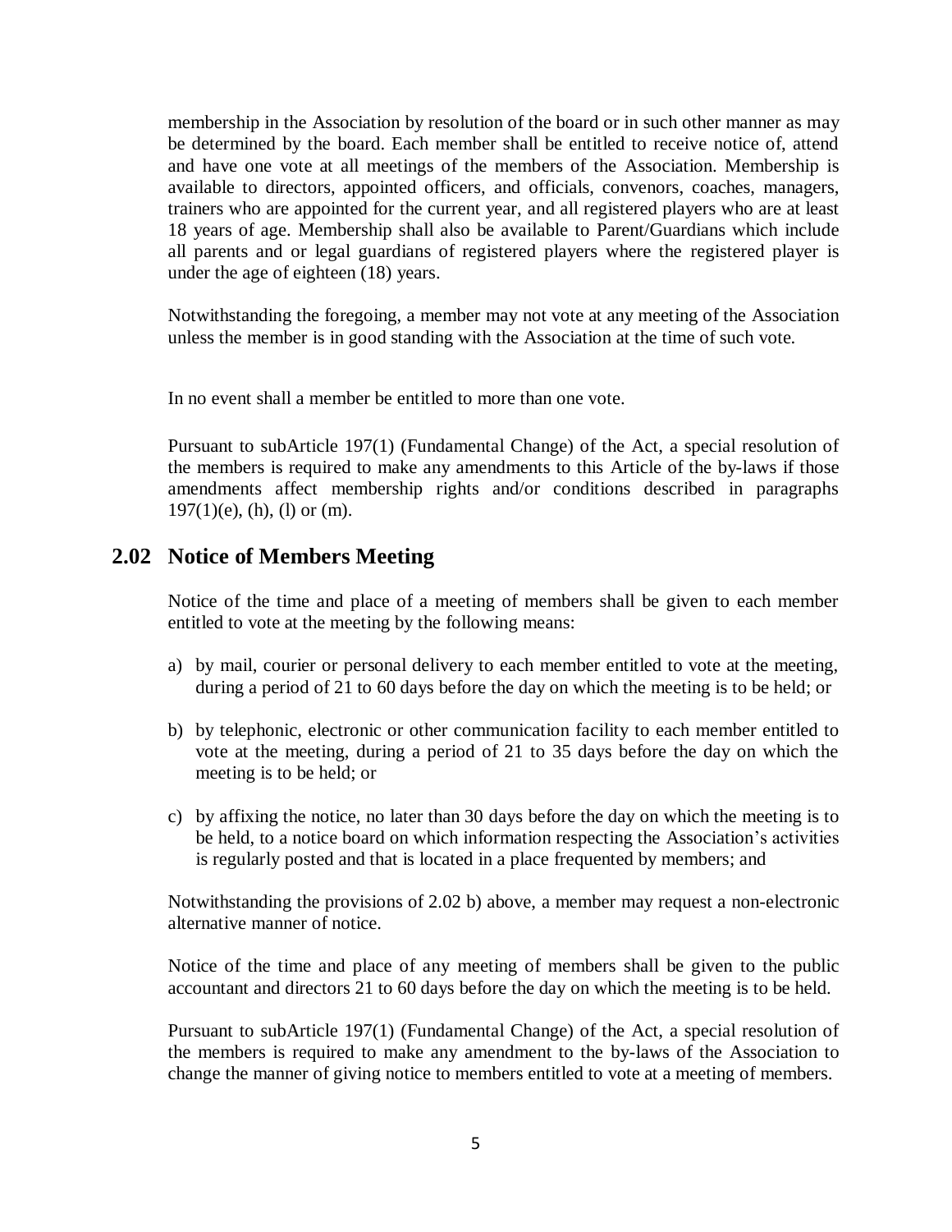membership in the Association by resolution of the board or in such other manner as may be determined by the board. Each member shall be entitled to receive notice of, attend and have one vote at all meetings of the members of the Association. Membership is available to directors, appointed officers, and officials, convenors, coaches, managers, trainers who are appointed for the current year, and all registered players who are at least 18 years of age. Membership shall also be available to Parent/Guardians which include all parents and or legal guardians of registered players where the registered player is under the age of eighteen (18) years.

Notwithstanding the foregoing, a member may not vote at any meeting of the Association unless the member is in good standing with the Association at the time of such vote.

In no event shall a member be entitled to more than one vote.

Pursuant to subArticle 197(1) (Fundamental Change) of the Act, a special resolution of the members is required to make any amendments to this Article of the by-laws if those amendments affect membership rights and/or conditions described in paragraphs 197(1)(e), (h), (l) or (m).

## 2.02 Notice of Members Meeting

Notice of the time and place of a meeting of members shall be given to each member entitled to vote at the meeting by the following means:

a) by mail, courier or personal delivery to each member entitled to vote at the meeting, during a period of 21 to 60 days before the day on which the meeting is to be held; or

b) by telephonic, electronic or other communication facility to each member entitled to vote at the meeting, during a period of 21 to 35 days before the day on which the meeting is to be held; or

c) by affixing the notice, no later than 30 days before the day on which the meeting is to be held, to a notice board on which information respecting the Association's activities is regularly posted and that is located in a place frequented by members; and

Notwithstanding the provisions of 2.02 b) above, a member may request a non-electronic alternative manner of notice.

Notice of the time and place of any meeting of members shall be given to the public accountant and directors 21 to 60 days before the day on which the meeting is to be held.

Pursuant to subArticle 197(1) (Fundamental Change) of the Act, a special resolution of the members is required to make any amendment to the by-laws of the Association to change the manner of giving notice to members entitled to vote at a meeting of members.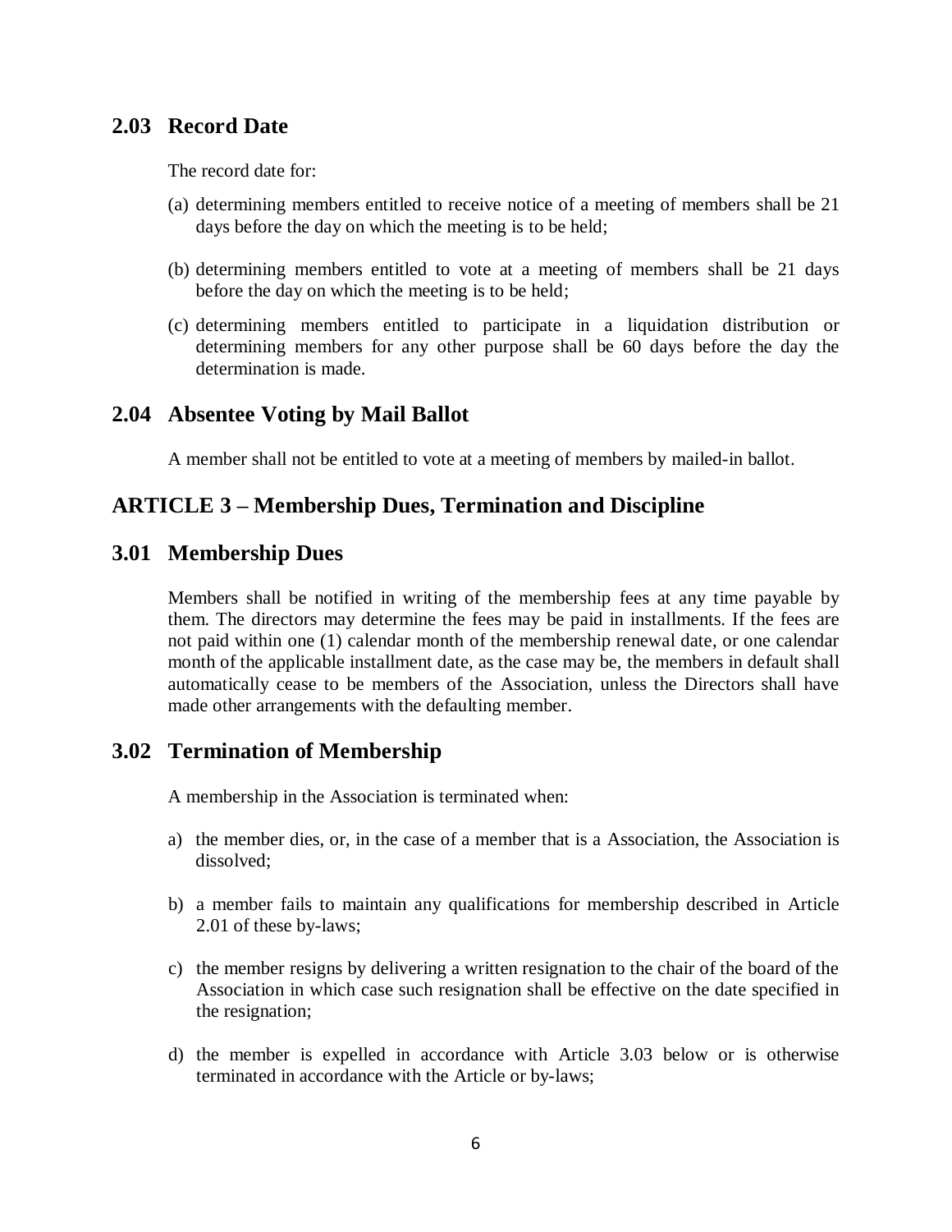## 2.03 Record Date

The record date for:

(a) determining members entitled to receive notice of a meeting of members shall be 21 days before the day on which the meeting is to be held;

(b) determining members entitled to vote at a meeting of members shall be 21 days before the day on which the meeting is to be held;

(c) determining members entitled to participate in a liquidation distribution or determining members for any other purpose shall be 60 days before the day the determination is made.

## 2.04 Absentee Voting by Mail Ballot

A member shall not be entitled to vote at a meeting of members by mailed-in ballot.

# ARTICLE 3 – Membership Dues, Termination and Discipline

## 3.01 Membership Dues

Members shall be notified in writing of the membership fees at any time payable by them. The directors may determine the fees may be paid in installments. If the fees are not paid within one (1) calendar month of the membership renewal date, or one calendar month of the applicable installment date, as the case may be, the members in default shall automatically cease to be members of the Association, unless the Directors shall have made other arrangements with the defaulting member.

## 3.02 Termination of Membership

A membership in the Association is terminated when:

a) the member dies, or, in the case of a member that is a Association, the Association is dissolved;

b) a member fails to maintain any qualifications for membership described in Article 2.01 of these by-laws;

c) the member resigns by delivering a written resignation to the chair of the board of the Association in which case such resignation shall be effective on the date specified in the resignation;

d) the member is expelled in accordance with Article 3.03 below or is otherwise terminated in accordance with the Article or by-laws;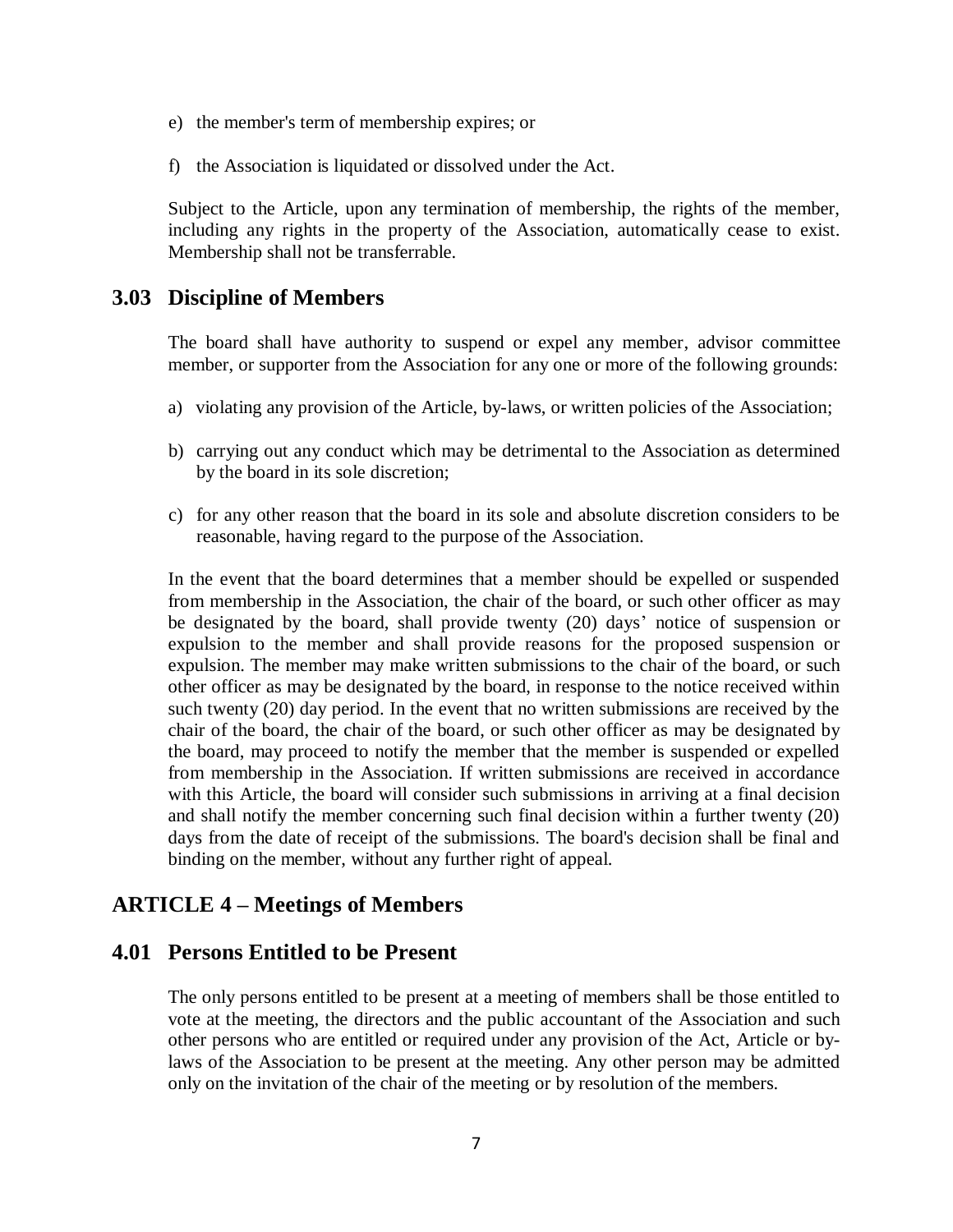e) the member's term of membership expires; or

f) the Association is liquidated or dissolved under the Act.

Subject to the Article, upon any termination of membership, the rights of the member, including any rights in the property of the Association, automatically cease to exist. Membership shall not be transferrable.

## 3.03 Discipline of Members

The board shall have authority to suspend or expel any member, advisor committee member, or supporter from the Association for any one or more of the following grounds:

a) violating any provision of the Article, by-laws, or written policies of the Association;

b) carrying out any conduct which may be detrimental to the Association as determined by the board in its sole discretion;

c) for any other reason that the board in its sole and absolute discretion considers to be reasonable, having regard to the purpose of the Association.

In the event that the board determines that a member should be expelled or suspended from membership in the Association, the chair of the board, or such other officer as may be designated by the board, shall provide twenty (20) days' notice of suspension or expulsion to the member and shall provide reasons for the proposed suspension or expulsion. The member may make written submissions to the chair of the board, or such other officer as may be designated by the board, in response to the notice received within such twenty (20) day period. In the event that no written submissions are received by the chair of the board, the chair of the board, or such other officer as may be designated by the board, may proceed to notify the member that the member is suspended or expelled from membership in the Association. If written submissions are received in accordance with this Article, the board will consider such submissions in arriving at a final decision and shall notify the member concerning such final decision within a further twenty (20) days from the date of receipt of the submissions. The board's decision shall be final and binding on the member, without any further right of appeal.

# ARTICLE 4 – Meetings of Members

## 4.01 Persons Entitled to be Present

The only persons entitled to be present at a meeting of members shall be those entitled to vote at the meeting, the directors and the public accountant of the Association and such other persons who are entitled or required under any provision of the Act, Article or by-laws of the Association to be present at the meeting. Any other person may be admitted only on the invitation of the chair of the meeting or by resolution of the members.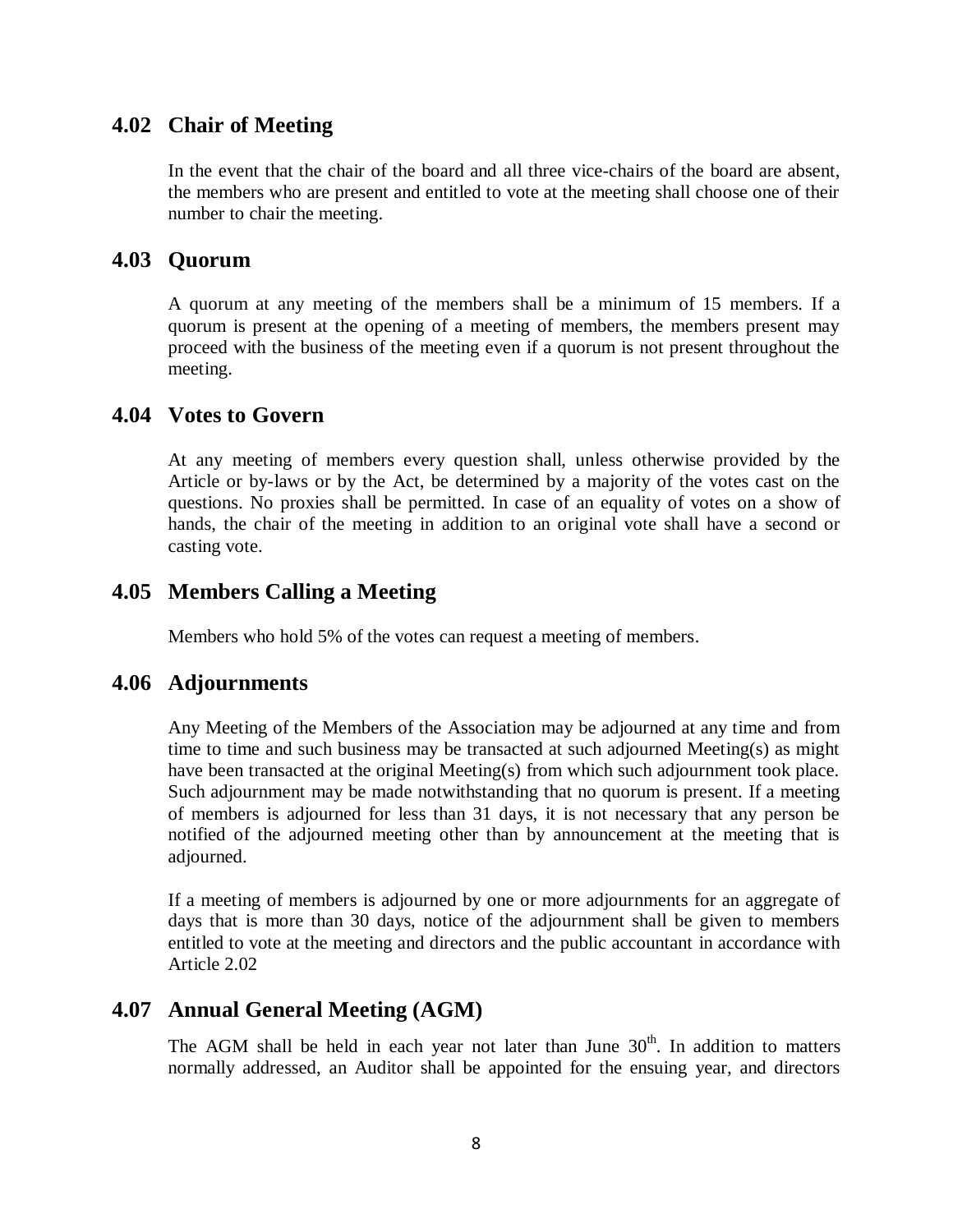## 4.02 Chair of Meeting

In the event that the chair of the board and all three vice-chairs of the board are absent, the members who are present and entitled to vote at the meeting shall choose one of their number to chair the meeting.

## 4.03 Quorum

A quorum at any meeting of the members shall be a minimum of 15 members. If a quorum is present at the opening of a meeting of members, the members present may proceed with the business of the meeting even if a quorum is not present throughout the meeting.

## 4.04 Votes to Govern

At any meeting of members every question shall, unless otherwise provided by the Article or by-laws or by the Act, be determined by a majority of the votes cast on the questions. No proxies shall be permitted. In case of an equality of votes on a show of hands, the chair of the meeting in addition to an original vote shall have a second or casting vote.

## 4.05 Members Calling a Meeting

Members who hold 5% of the votes can request a meeting of members.

## 4.06 Adjournments

Any Meeting of the Members of the Association may be adjourned at any time and from time to time and such business may be transacted at such adjourned Meeting(s) as might have been transacted at the original Meeting(s) from which such adjournment took place. Such adjournment may be made notwithstanding that no quorum is present. If a meeting of members is adjourned for less than 31 days, it is not necessary that any person be notified of the adjourned meeting other than by announcement at the meeting that is adjourned.

If a meeting of members is adjourned by one or more adjournments for an aggregate of days that is more than 30 days, notice of the adjournment shall be given to members entitled to vote at the meeting and directors and the public accountant in accordance with Article 2.02

## 4.07 Annual General Meeting (AGM)

The AGM shall be held in each year not later than June 30th. In addition to matters normally addressed, an Auditor shall be appointed for the ensuing year, and directors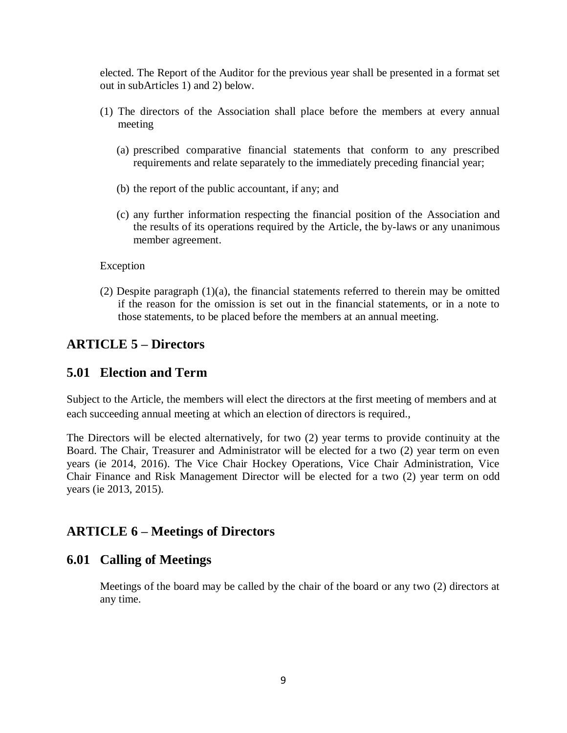elected. The Report of the Auditor for the previous year shall be presented in a format set out in subArticles 1) and 2) below.

(1) The directors of the Association shall place before the members at every annual meeting

   (a) prescribed comparative financial statements that conform to any prescribed requirements and relate separately to the immediately preceding financial year;

   (b) the report of the public accountant, if any; and

   (c) any further information respecting the financial position of the Association and the results of its operations required by the Article, the by-laws or any unanimous member agreement.

Exception

(2) Despite paragraph (1)(a), the financial statements referred to therein may be omitted if the reason for the omission is set out in the financial statements, or in a note to those statements, to be placed before the members at an annual meeting.

## ARTICLE 5 – Directors

## 5.01 Election and Term

Subject to the Article, the members will elect the directors at the first meeting of members and at each succeeding annual meeting at which an election of directors is required.,

The Directors will be elected alternatively, for two (2) year terms to provide continuity at the Board. The Chair, Treasurer and Administrator will be elected for a two (2) year term on even years (ie 2014, 2016). The Vice Chair Hockey Operations, Vice Chair Administration, Vice Chair Finance and Risk Management Director will be elected for a two (2) year term on odd years (ie 2013, 2015).

## ARTICLE 6 – Meetings of Directors

## 6.01 Calling of Meetings

Meetings of the board may be called by the chair of the board or any two (2) directors at any time.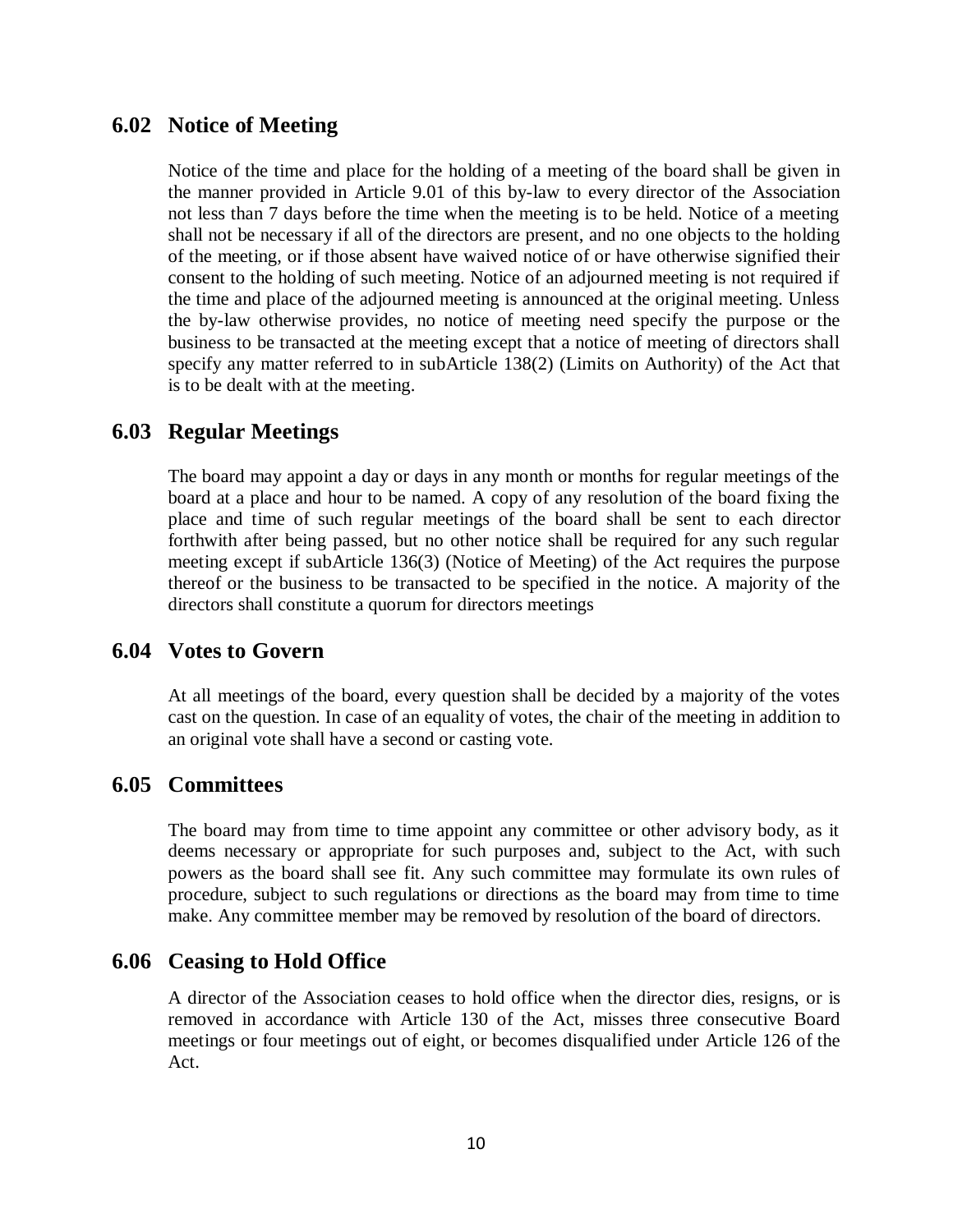## 6.02 Notice of Meeting

Notice of the time and place for the holding of a meeting of the board shall be given in the manner provided in Article 9.01 of this by-law to every director of the Association not less than 7 days before the time when the meeting is to be held. Notice of a meeting shall not be necessary if all of the directors are present, and no one objects to the holding of the meeting, or if those absent have waived notice of or have otherwise signified their consent to the holding of such meeting. Notice of an adjourned meeting is not required if the time and place of the adjourned meeting is announced at the original meeting. Unless the by-law otherwise provides, no notice of meeting need specify the purpose or the business to be transacted at the meeting except that a notice of meeting of directors shall specify any matter referred to in subArticle 138(2) (Limits on Authority) of the Act that is to be dealt with at the meeting.

## 6.03 Regular Meetings

The board may appoint a day or days in any month or months for regular meetings of the board at a place and hour to be named. A copy of any resolution of the board fixing the place and time of such regular meetings of the board shall be sent to each director forthwith after being passed, but no other notice shall be required for any such regular meeting except if subArticle 136(3) (Notice of Meeting) of the Act requires the purpose thereof or the business to be transacted to be specified in the notice. A majority of the directors shall constitute a quorum for directors meetings

## 6.04 Votes to Govern

At all meetings of the board, every question shall be decided by a majority of the votes cast on the question. In case of an equality of votes, the chair of the meeting in addition to an original vote shall have a second or casting vote.

## 6.05 Committees

The board may from time to time appoint any committee or other advisory body, as it deems necessary or appropriate for such purposes and, subject to the Act, with such powers as the board shall see fit. Any such committee may formulate its own rules of procedure, subject to such regulations or directions as the board may from time to time make. Any committee member may be removed by resolution of the board of directors.

## 6.06 Ceasing to Hold Office

A director of the Association ceases to hold office when the director dies, resigns, or is removed in accordance with Article 130 of the Act, misses three consecutive Board meetings or four meetings out of eight, or becomes disqualified under Article 126 of the Act.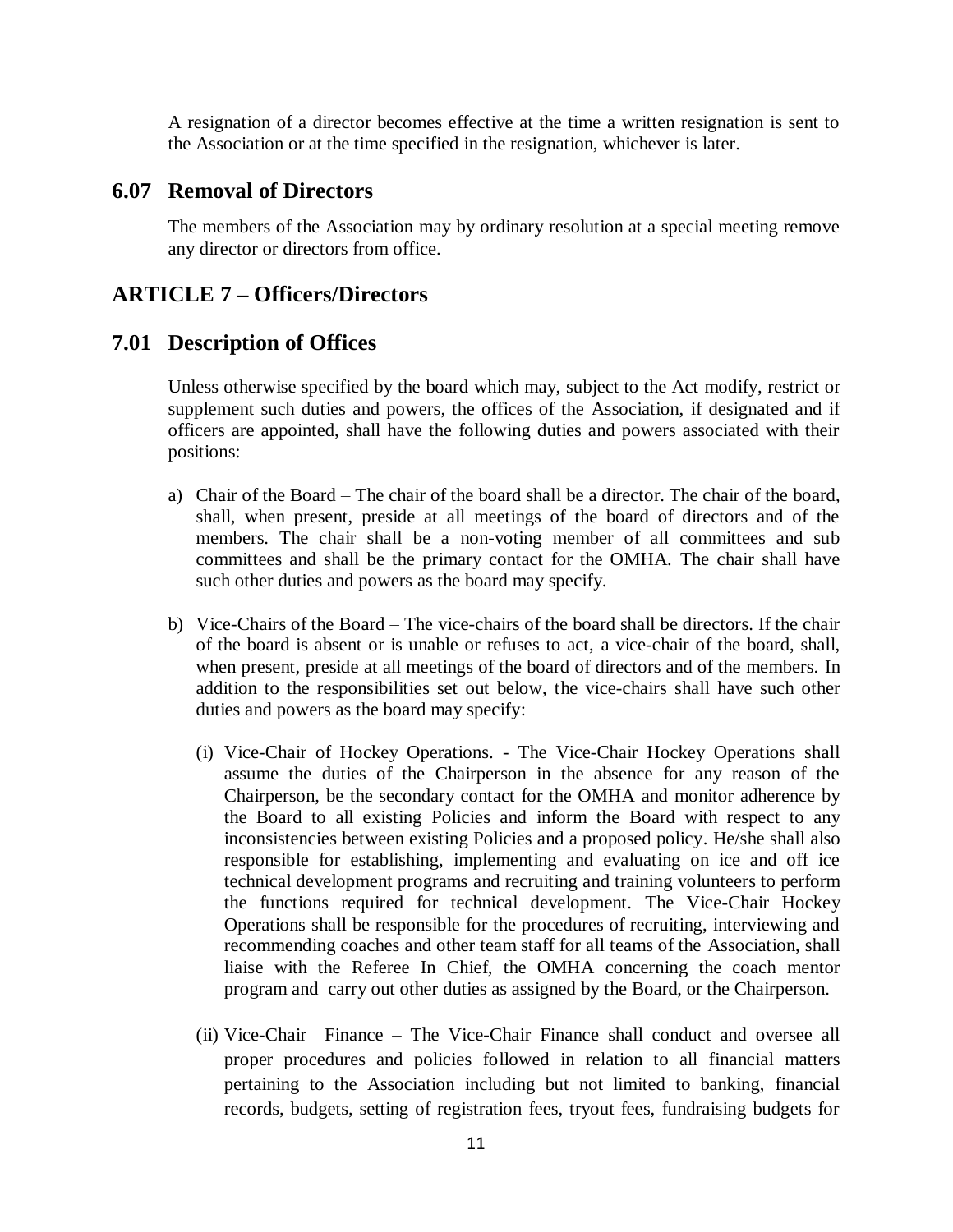A resignation of a director becomes effective at the time a written resignation is sent to the Association or at the time specified in the resignation, whichever is later.

## 6.07 Removal of Directors

The members of the Association may by ordinary resolution at a special meeting remove any director or directors from office.

# ARTICLE 7 – Officers/Directors

## 7.01 Description of Offices

Unless otherwise specified by the board which may, subject to the Act modify, restrict or supplement such duties and powers, the offices of the Association, if designated and if officers are appointed, shall have the following duties and powers associated with their positions:

a) Chair of the Board – The chair of the board shall be a director. The chair of the board, shall, when present, preside at all meetings of the board of directors and of the members. The chair shall be a non-voting member of all committees and sub committees and shall be the primary contact for the OMHA. The chair shall have such other duties and powers as the board may specify.

b) Vice-Chairs of the Board – The vice-chairs of the board shall be directors. If the chair of the board is absent or is unable or refuses to act, a vice-chair of the board, shall, when present, preside at all meetings of the board of directors and of the members. In addition to the responsibilities set out below, the vice-chairs shall have such other duties and powers as the board may specify:

   (i) Vice-Chair of Hockey Operations. - The Vice-Chair Hockey Operations shall assume the duties of the Chairperson in the absence for any reason of the Chairperson, be the secondary contact for the OMHA and monitor adherence by the Board to all existing Policies and inform the Board with respect to any inconsistencies between existing Policies and a proposed policy. He/she shall also responsible for establishing, implementing and evaluating on ice and off ice technical development programs and recruiting and training volunteers to perform the functions required for technical development. The Vice-Chair Hockey Operations shall be responsible for the procedures of recruiting, interviewing and recommending coaches and other team staff for all teams of the Association, shall liaise with the Referee In Chief, the OMHA concerning the coach mentor program and carry out other duties as assigned by the Board, or the Chairperson.

   (ii) Vice-Chair Finance – The Vice-Chair Finance shall conduct and oversee all proper procedures and policies followed in relation to all financial matters pertaining to the Association including but not limited to banking, financial records, budgets, setting of registration fees, tryout fees, fundraising budgets for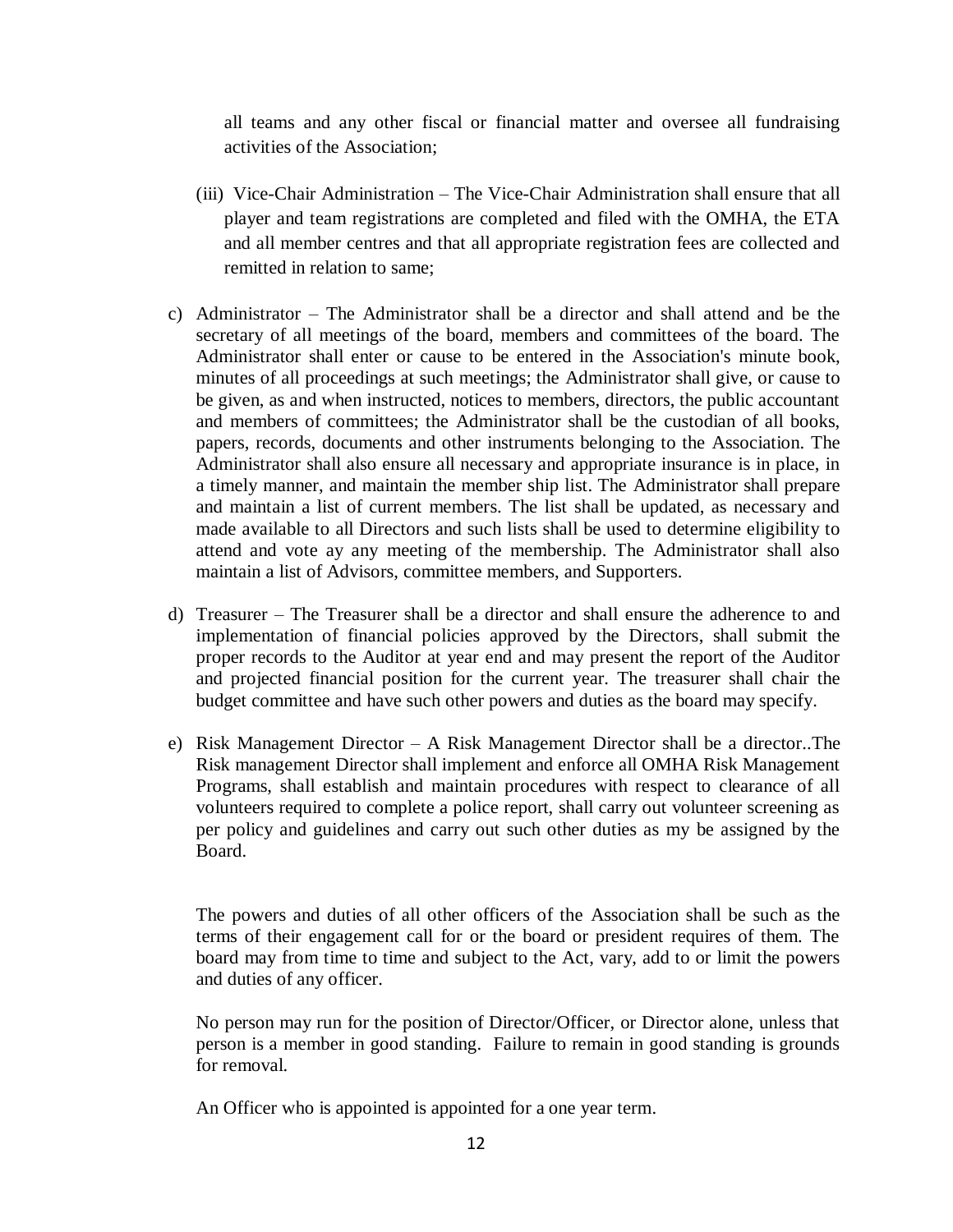all teams and any other fiscal or financial matter and oversee all fundraising activities of the Association;

(iii) Vice-Chair Administration – The Vice-Chair Administration shall ensure that all player and team registrations are completed and filed with the OMHA, the ETA and all member centres and that all appropriate registration fees are collected and remitted in relation to same;

c) Administrator – The Administrator shall be a director and shall attend and be the secretary of all meetings of the board, members and committees of the board. The Administrator shall enter or cause to be entered in the Association's minute book, minutes of all proceedings at such meetings; the Administrator shall give, or cause to be given, as and when instructed, notices to members, directors, the public accountant and members of committees; the Administrator shall be the custodian of all books, papers, records, documents and other instruments belonging to the Association. The Administrator shall also ensure all necessary and appropriate insurance is in place, in a timely manner, and maintain the member ship list. The Administrator shall prepare and maintain a list of current members. The list shall be updated, as necessary and made available to all Directors and such lists shall be used to determine eligibility to attend and vote ay any meeting of the membership. The Administrator shall also maintain a list of Advisors, committee members, and Supporters.

d) Treasurer – The Treasurer shall be a director and shall ensure the adherence to and implementation of financial policies approved by the Directors, shall submit the proper records to the Auditor at year end and may present the report of the Auditor and projected financial position for the current year. The treasurer shall chair the budget committee and have such other powers and duties as the board may specify.

e) Risk Management Director – A Risk Management Director shall be a director..The Risk management Director shall implement and enforce all OMHA Risk Management Programs, shall establish and maintain procedures with respect to clearance of all volunteers required to complete a police report, shall carry out volunteer screening as per policy and guidelines and carry out such other duties as my be assigned by the Board.

The powers and duties of all other officers of the Association shall be such as the terms of their engagement call for or the board or president requires of them. The board may from time to time and subject to the Act, vary, add to or limit the powers and duties of any officer.

No person may run for the position of Director/Officer, or Director alone, unless that person is a member in good standing. Failure to remain in good standing is grounds for removal.

An Officer who is appointed is appointed for a one year term.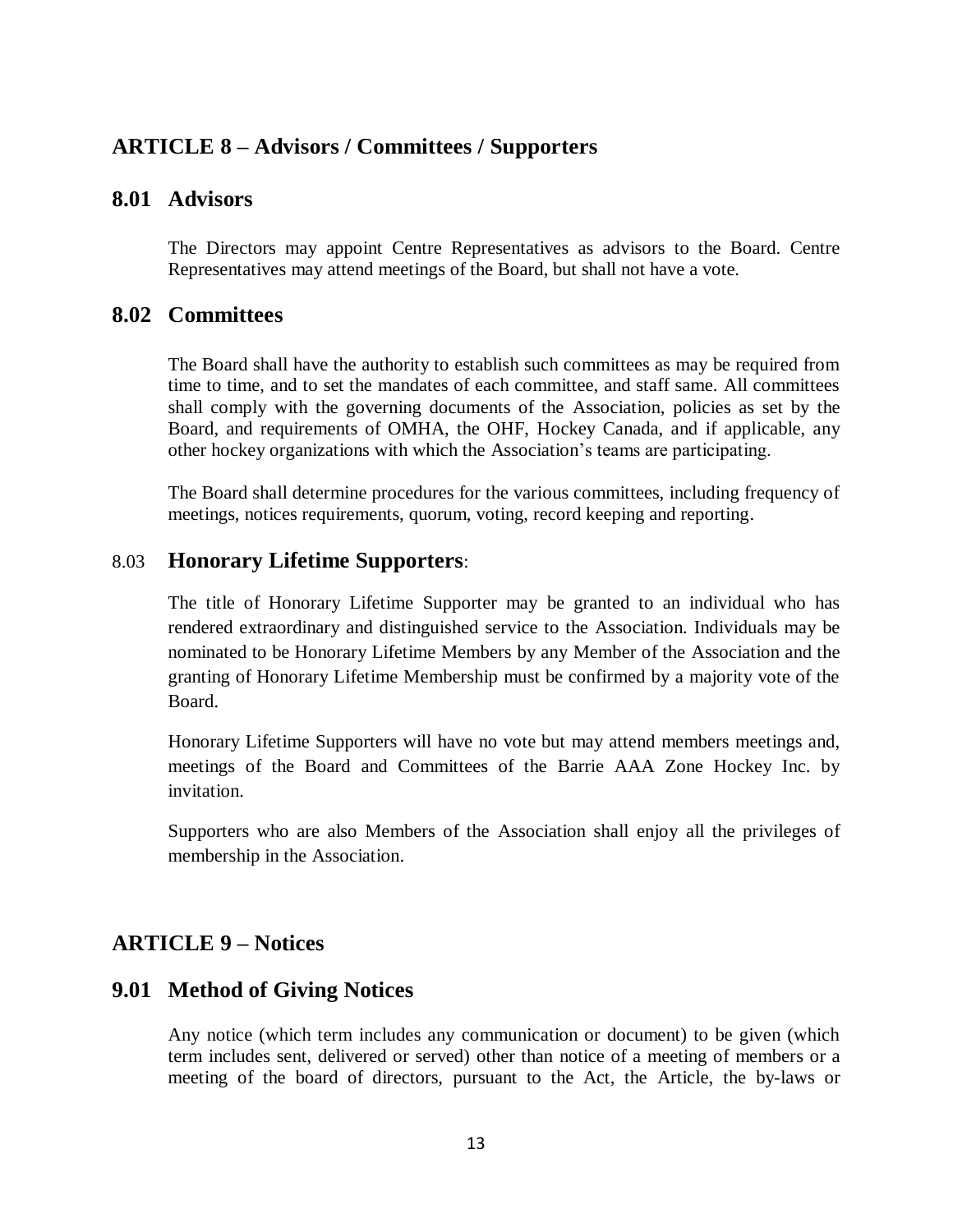## ARTICLE 8 – Advisors / Committees / Supporters

### 8.01 Advisors

The Directors may appoint Centre Representatives as advisors to the Board. Centre Representatives may attend meetings of the Board, but shall not have a vote.

### 8.02 Committees

The Board shall have the authority to establish such committees as may be required from time to time, and to set the mandates of each committee, and staff same. All committees shall comply with the governing documents of the Association, policies as set by the Board, and requirements of OMHA, the OHF, Hockey Canada, and if applicable, any other hockey organizations with which the Association's teams are participating.

The Board shall determine procedures for the various committees, including frequency of meetings, notices requirements, quorum, voting, record keeping and reporting.

### 8.03 Honorary Lifetime Supporters:

The title of Honorary Lifetime Supporter may be granted to an individual who has rendered extraordinary and distinguished service to the Association. Individuals may be nominated to be Honorary Lifetime Members by any Member of the Association and the granting of Honorary Lifetime Membership must be confirmed by a majority vote of the Board.

Honorary Lifetime Supporters will have no vote but may attend members meetings and, meetings of the Board and Committees of the Barrie AAA Zone Hockey Inc. by invitation.

Supporters who are also Members of the Association shall enjoy all the privileges of membership in the Association.

## ARTICLE 9 – Notices

### 9.01 Method of Giving Notices

Any notice (which term includes any communication or document) to be given (which term includes sent, delivered or served) other than notice of a meeting of members or a meeting of the board of directors, pursuant to the Act, the Article, the by-laws or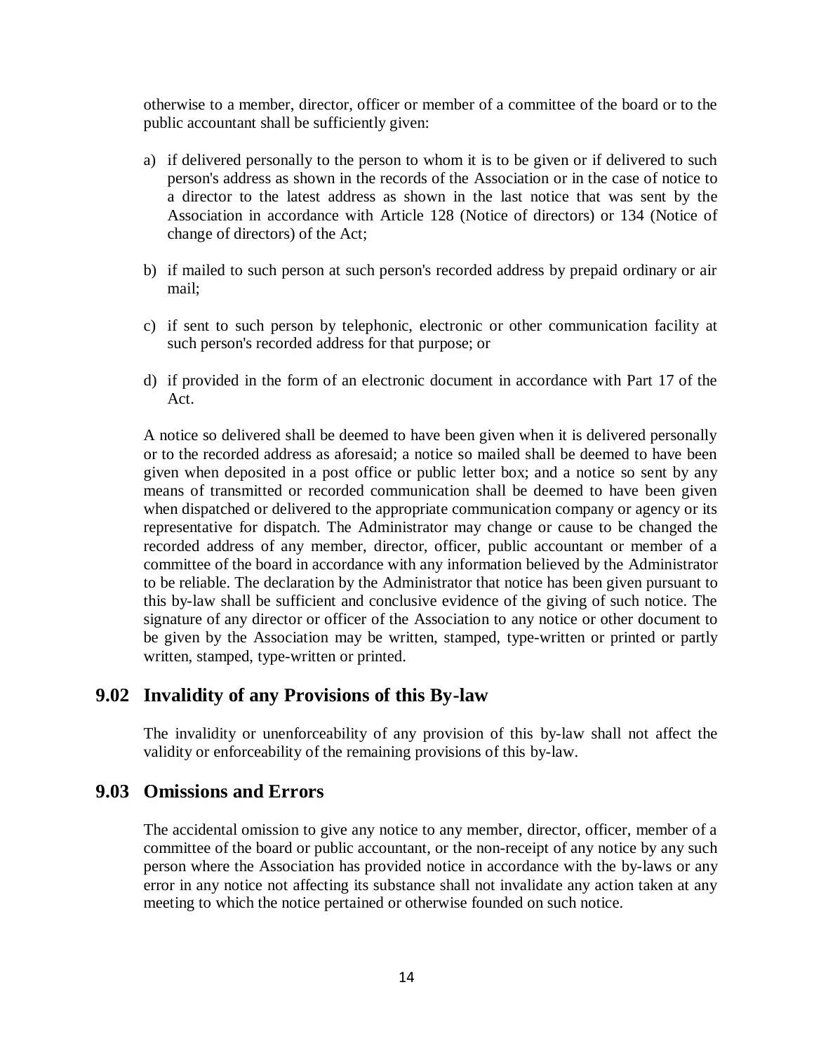otherwise to a member, director, officer or member of a committee of the board or to the public accountant shall be sufficiently given:

a) if delivered personally to the person to whom it is to be given or if delivered to such person's address as shown in the records of the Association or in the case of notice to a director to the latest address as shown in the last notice that was sent by the Association in accordance with Article 128 (Notice of directors) or 134 (Notice of change of directors) of the Act;

b) if mailed to such person at such person's recorded address by prepaid ordinary or air mail;

c) if sent to such person by telephonic, electronic or other communication facility at such person's recorded address for that purpose; or

d) if provided in the form of an electronic document in accordance with Part 17 of the Act.

A notice so delivered shall be deemed to have been given when it is delivered personally or to the recorded address as aforesaid; a notice so mailed shall be deemed to have been given when deposited in a post office or public letter box; and a notice so sent by any means of transmitted or recorded communication shall be deemed to have been given when dispatched or delivered to the appropriate communication company or agency or its representative for dispatch. The Administrator may change or cause to be changed the recorded address of any member, director, officer, public accountant or member of a committee of the board in accordance with any information believed by the Administrator to be reliable. The declaration by the Administrator that notice has been given pursuant to this by-law shall be sufficient and conclusive evidence of the giving of such notice. The signature of any director or officer of the Association to any notice or other document to be given by the Association may be written, stamped, type-written or printed or partly written, stamped, type-written or printed.

## 9.02 Invalidity of any Provisions of this By-law

The invalidity or unenforceability of any provision of this by-law shall not affect the validity or enforceability of the remaining provisions of this by-law.

## 9.03 Omissions and Errors

The accidental omission to give any notice to any member, director, officer, member of a committee of the board or public accountant, or the non-receipt of any notice by any such person where the Association has provided notice in accordance with the by-laws or any error in any notice not affecting its substance shall not invalidate any action taken at any meeting to which the notice pertained or otherwise founded on such notice.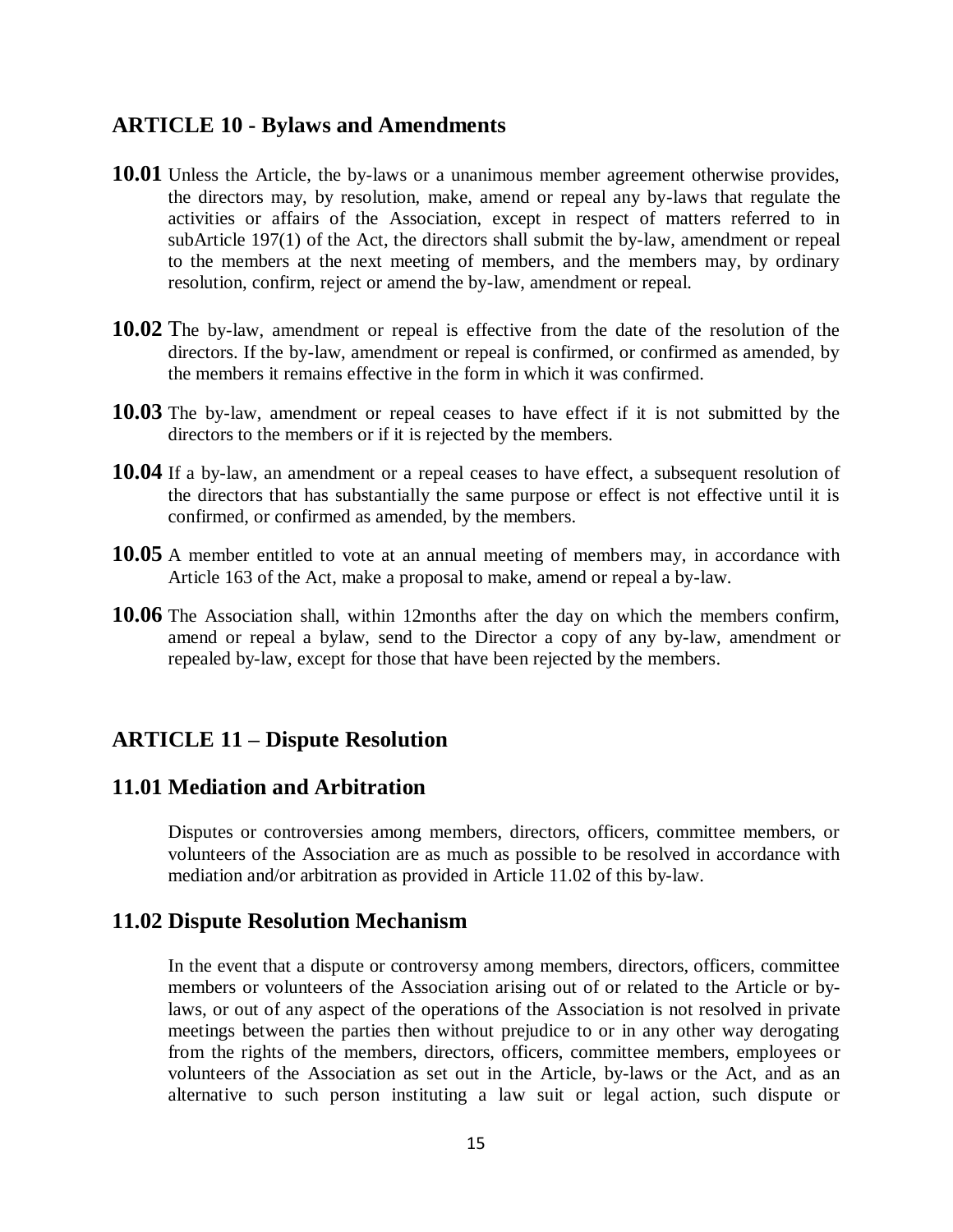## ARTICLE 10 - Bylaws and Amendments

**10.01** Unless the Article, the by-laws or a unanimous member agreement otherwise provides, the directors may, by resolution, make, amend or repeal any by-laws that regulate the activities or affairs of the Association, except in respect of matters referred to in subArticle 197(1) of the Act, the directors shall submit the by-law, amendment or repeal to the members at the next meeting of members, and the members may, by ordinary resolution, confirm, reject or amend the by-law, amendment or repeal.

**10.02** The by-law, amendment or repeal is effective from the date of the resolution of the directors. If the by-law, amendment or repeal is confirmed, or confirmed as amended, by the members it remains effective in the form in which it was confirmed.

**10.03** The by-law, amendment or repeal ceases to have effect if it is not submitted by the directors to the members or if it is rejected by the members.

**10.04** If a by-law, an amendment or a repeal ceases to have effect, a subsequent resolution of the directors that has substantially the same purpose or effect is not effective until it is confirmed, or confirmed as amended, by the members.

**10.05** A member entitled to vote at an annual meeting of members may, in accordance with Article 163 of the Act, make a proposal to make, amend or repeal a by-law.

**10.06** The Association shall, within 12months after the day on which the members confirm, amend or repeal a bylaw, send to the Director a copy of any by-law, amendment or repealed by-law, except for those that have been rejected by the members.

## ARTICLE 11 – Dispute Resolution

### 11.01 Mediation and Arbitration

Disputes or controversies among members, directors, officers, committee members, or volunteers of the Association are as much as possible to be resolved in accordance with mediation and/or arbitration as provided in Article 11.02 of this by-law.

### 11.02 Dispute Resolution Mechanism

In the event that a dispute or controversy among members, directors, officers, committee members or volunteers of the Association arising out of or related to the Article or by-laws, or out of any aspect of the operations of the Association is not resolved in private meetings between the parties then without prejudice to or in any other way derogating from the rights of the members, directors, officers, committee members, employees or volunteers of the Association as set out in the Article, by-laws or the Act, and as an alternative to such person instituting a law suit or legal action, such dispute or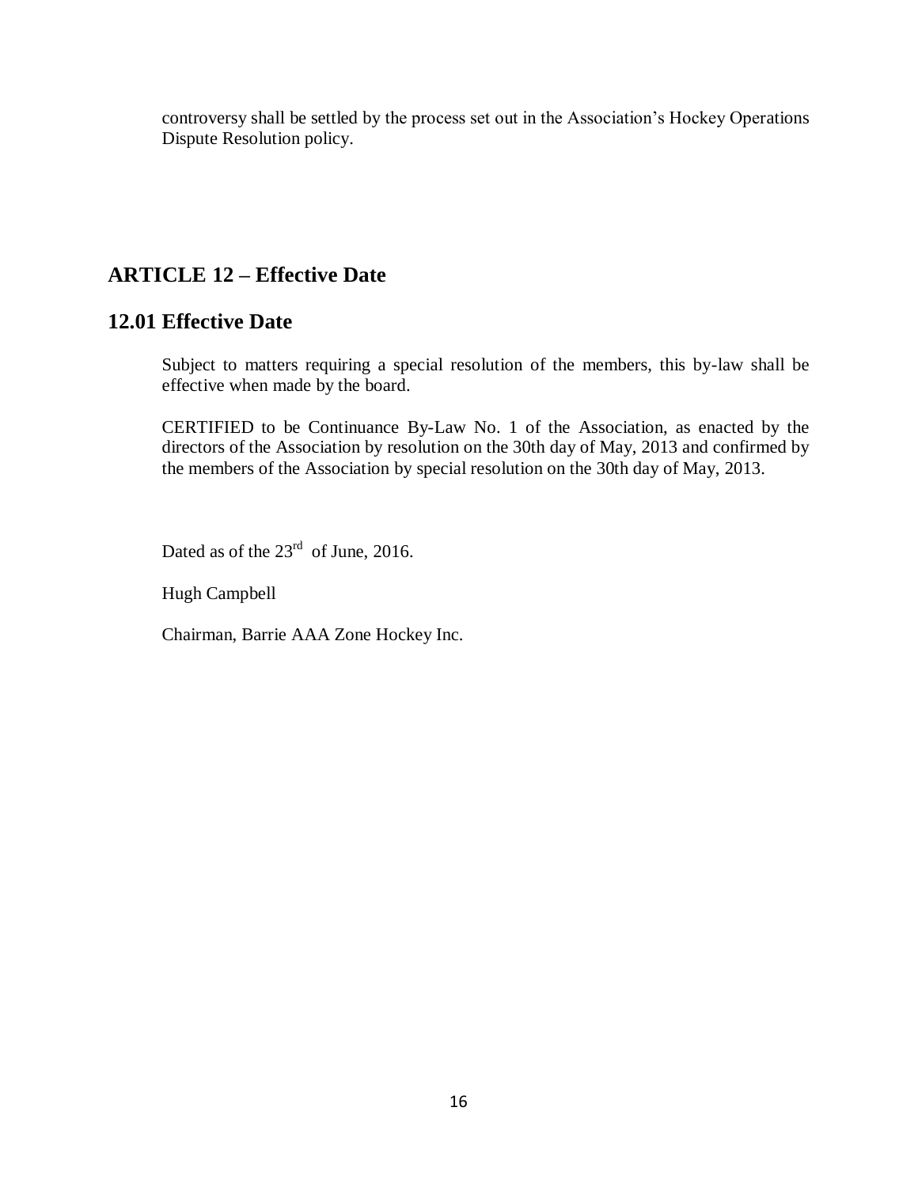controversy shall be settled by the process set out in the Association's Hockey Operations Dispute Resolution policy.

## ARTICLE 12 – Effective Date

## 12.01 Effective Date

Subject to matters requiring a special resolution of the members, this by-law shall be effective when made by the board.

CERTIFIED to be Continuance By-Law No. 1 of the Association, as enacted by the directors of the Association by resolution on the 30th day of May, 2013 and confirmed by the members of the Association by special resolution on the 30th day of May, 2013.

Dated as of the 23rd of June, 2016.

Hugh Campbell

Chairman, Barrie AAA Zone Hockey Inc.